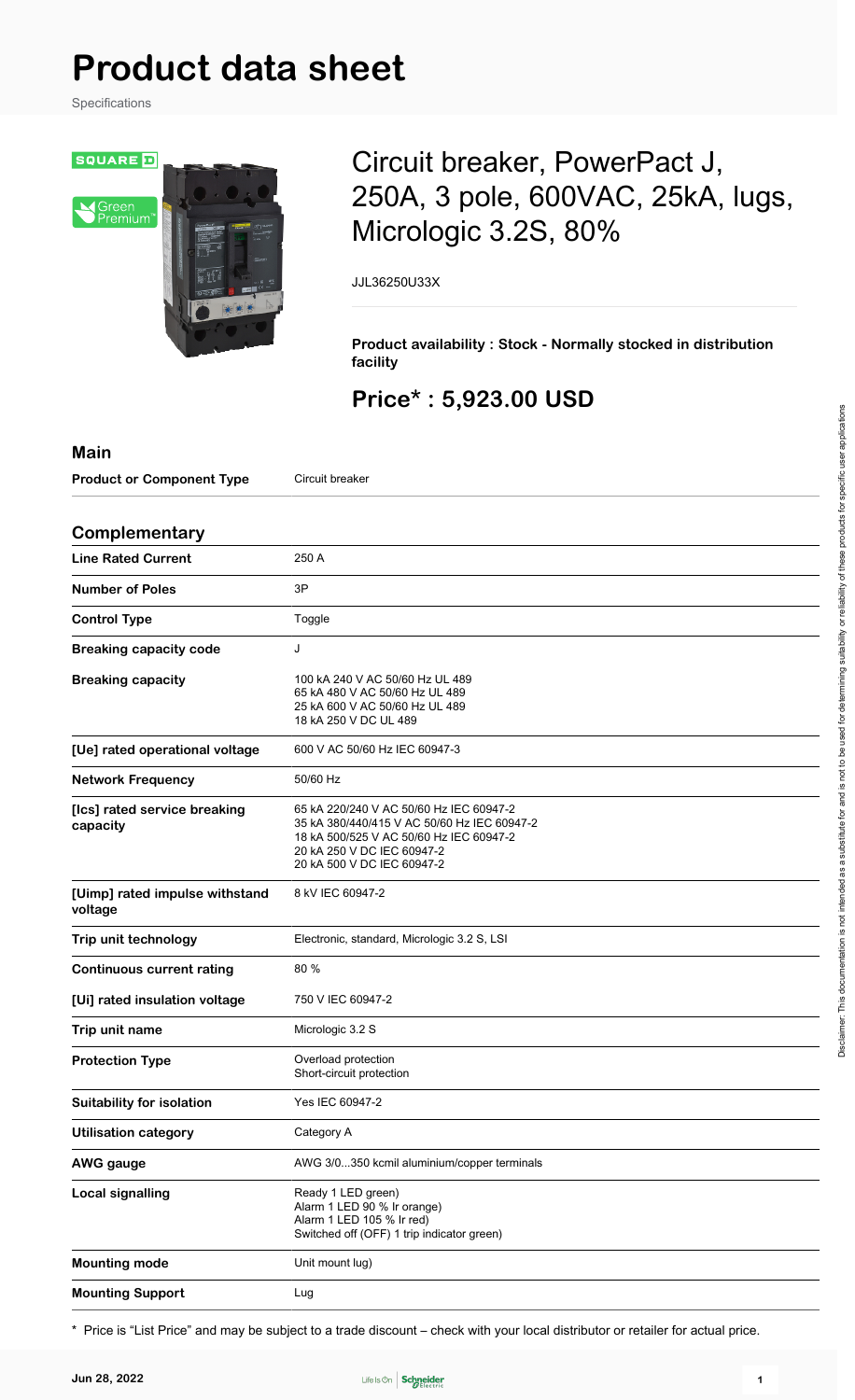# Product data sheet

Specifications

## Circuit breaker, PowerPact J, 250A, 3 pole, 600VAC, 25kA, lugs, Micrologic 3.2S, 80%

JJL36250U33X

**Product availability : Stock - Normally stocked in distribution facility**

## Price* : 5,923.00 USD

### Main

| | |
|---|---|
| **Product or Component Type** | Circuit breaker |

### Complementary

| | |
|---|---|
| **Line Rated Current** | 250 A |
| **Number of Poles** | 3P |
| **Control Type** | Toggle |
| **Breaking capacity code** | J |
| **Breaking capacity** | 100 kA 240 V AC 50/60 Hz UL 489<br>65 kA 480 V AC 50/60 Hz UL 489<br>25 kA 600 V AC 50/60 Hz UL 489<br>18 kA 250 V DC UL 489 |
| **[Ue] rated operational voltage** | 600 V AC 50/60 Hz IEC 60947-3 |
| **Network Frequency** | 50/60 Hz |
| **[Ics] rated service breaking capacity** | 65 kA 220/240 V AC 50/60 Hz IEC 60947-2<br>35 kA 380/440/415 V AC 50/60 Hz IEC 60947-2<br>18 kA 500/525 V AC 50/60 Hz IEC 60947-2<br>20 kA 250 V DC IEC 60947-2<br>20 kA 500 V DC IEC 60947-2 |
| **[Uimp] rated impulse withstand voltage** | 8 kV IEC 60947-2 |
| **Trip unit technology** | Electronic, standard, Micrologic 3.2 S, LSI |
| **Continuous current rating** | 80 % |
| **[Ui] rated insulation voltage** | 750 V IEC 60947-2 |
| **Trip unit name** | Micrologic 3.2 S |
| **Protection Type** | Overload protection<br>Short-circuit protection |
| **Suitability for isolation** | Yes IEC 60947-2 |
| **Utilisation category** | Category A |
| **AWG gauge** | AWG 3/0...350 kcmil aluminium/copper terminals |
| **Local signalling** | Ready 1 LED green)<br>Alarm 1 LED 90 % Ir orange)<br>Alarm 1 LED 105 % Ir red)<br>Switched off (OFF) 1 trip indicator green) |
| **Mounting mode** | Unit mount lug) |
| **Mounting Support** | Lug |

* Price is "List Price" and may be subject to a trade discount – check with your local distributor or retailer for actual price.

Disclaimer: This documentation is not intended as a substitute for and is not to be used for determining suitability or reliability of these products for specific user applications

Jun 28, 2022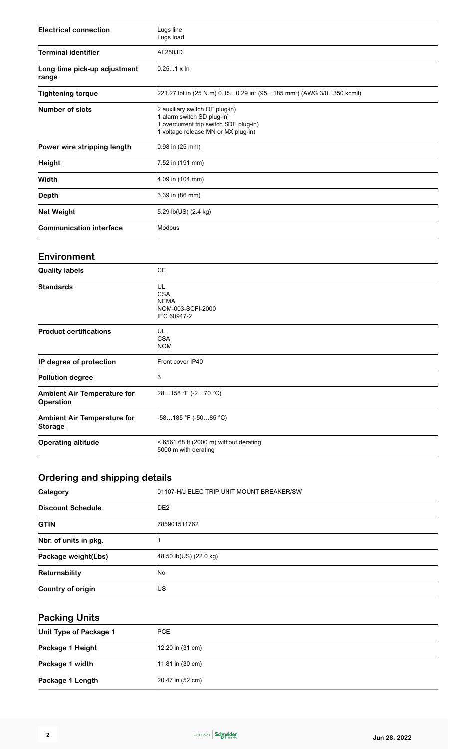| | |
|---|---|
| **Electrical connection** | Lugs line<br>Lugs load |
| **Terminal identifier** | AL250JD |
| **Long time pick-up adjustment range** | 0.25…1 x In |
| **Tightening torque** | 221.27 lbf.in (25 N.m) 0.15…0.29 in² (95…185 mm²) (AWG 3/0...350 kcmil) |
| **Number of slots** | 2 auxiliary switch OF plug-in)<br>1 alarm switch SD plug-in)<br>1 overcurrent trip switch SDE plug-in)<br>1 voltage release MN or MX plug-in) |
| **Power wire stripping length** | 0.98 in (25 mm) |
| **Height** | 7.52 in (191 mm) |
| **Width** | 4.09 in (104 mm) |
| **Depth** | 3.39 in (86 mm) |
| **Net Weight** | 5.29 lb(US) (2.4 kg) |
| **Communication interface** | Modbus |

## Environment

| | |
|---|---|
| **Quality labels** | CE |
| **Standards** | UL<br>CSA<br>NEMA<br>NOM-003-SCFI-2000<br>IEC 60947-2 |
| **Product certifications** | UL<br>CSA<br>NOM |
| **IP degree of protection** | Front cover IP40 |
| **Pollution degree** | 3 |
| **Ambient Air Temperature for Operation** | 28…158 °F (-2…70 °C) |
| **Ambient Air Temperature for Storage** | -58…185 °F (-50…85 °C) |
| **Operating altitude** | < 6561.68 ft (2000 m) without derating<br>5000 m with derating |

## Ordering and shipping details

| | |
|---|---|
| **Category** | 01107-H/J ELEC TRIP UNIT MOUNT BREAKER/SW |
| **Discount Schedule** | DE2 |
| **GTIN** | 785901511762 |
| **Nbr. of units in pkg.** | 1 |
| **Package weight(Lbs)** | 48.50 lb(US) (22.0 kg) |
| **Returnability** | No |
| **Country of origin** | US |

## Packing Units

| | |
|---|---|
| **Unit Type of Package 1** | PCE |
| **Package 1 Height** | 12.20 in (31 cm) |
| **Package 1 width** | 11.81 in (30 cm) |
| **Package 1 Length** | 20.47 in (52 cm) |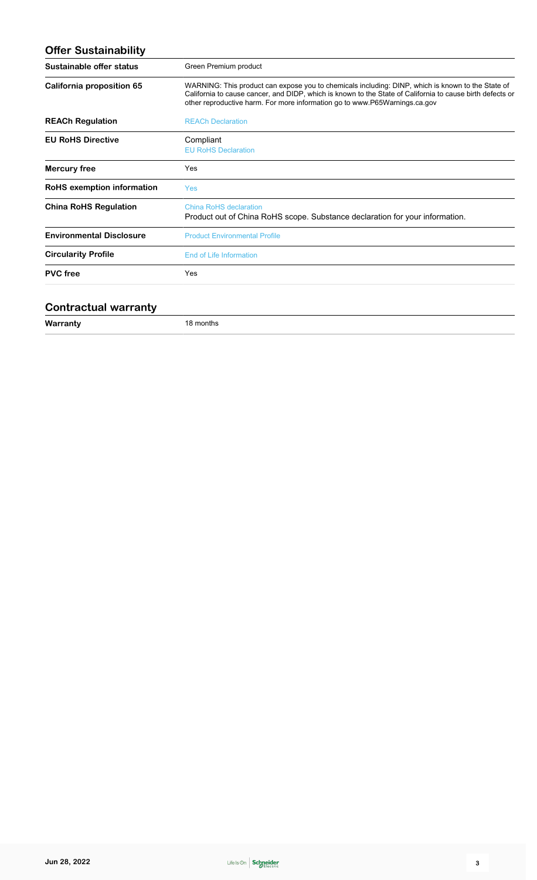## Offer Sustainability

| | |
|---|---|
| **Sustainable offer status** | Green Premium product |
| **California proposition 65** | WARNING: This product can expose you to chemicals including: DINP, which is known to the State of California to cause cancer, and DIDP, which is known to the State of California to cause birth defects or other reproductive harm. For more information go to www.P65Warnings.ca.gov |
| **REACh Regulation** | REACh Declaration |
| **EU RoHS Directive** | Compliant<br>EU RoHS Declaration |
| **Mercury free** | Yes |
| **RoHS exemption information** | Yes |
| **China RoHS Regulation** | China RoHS declaration<br>Product out of China RoHS scope. Substance declaration for your information. |
| **Environmental Disclosure** | Product Environmental Profile |
| **Circularity Profile** | End of Life Information |
| **PVC free** | Yes |

## Contractual warranty

| | |
|---|---|
| **Warranty** | 18 months |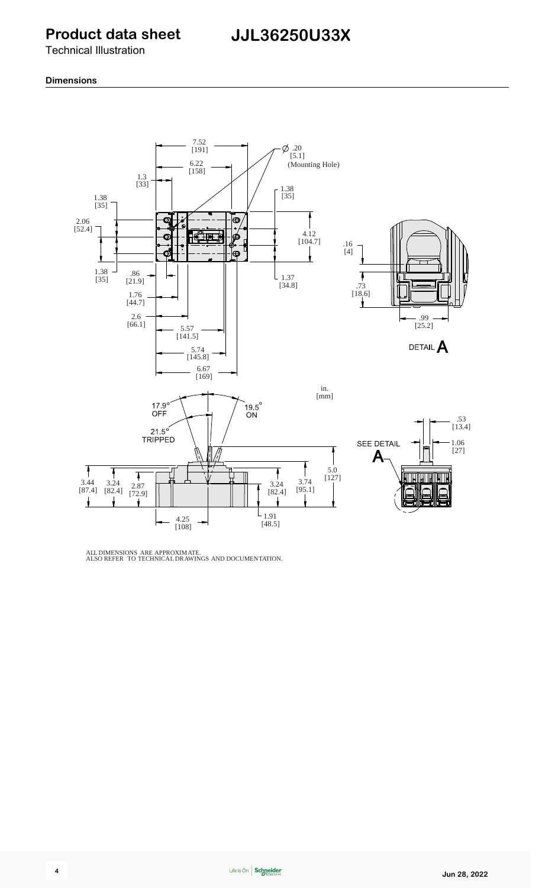# Product data sheet

# JJL36250U33X

Technical Illustration

## Dimensions

7.52
[191]

6.22
[158]

Ø .20
[5.1]
(Mounting Hole)

1.3
[33]

1.38
[35]

1.38
[35]

2.06
[52.4]

4.12
[104.7]

1.38
[35]

.86
[21.9]

1.37
[34.8]

1.76
[44.7]

2.6
[66.1]

5.57
[141.5]

5.74
[145.8]

6.67
[169]

.16
[4]

.73
[18.6]

.99
[25.2]

DETAIL A

in.
[mm]

17.9°
OFF

19.5°
ON

21.5°
TRIPPED

.53
[13.4]

SEE DETAIL
A

1.06
[27]

5.0
[127]

3.44
[87.4]

3.24
[82.4]

2.87
[72.9]

3.24
[82.4]

3.74
[95.1]

4.25
[108]

1.91
[48.5]

ALL DIMENSIONS ARE APPROXIMATE.
ALSO REFER TO TECHNICAL DRAWINGS AND DOCUMENTATION.

Jun 28, 2022